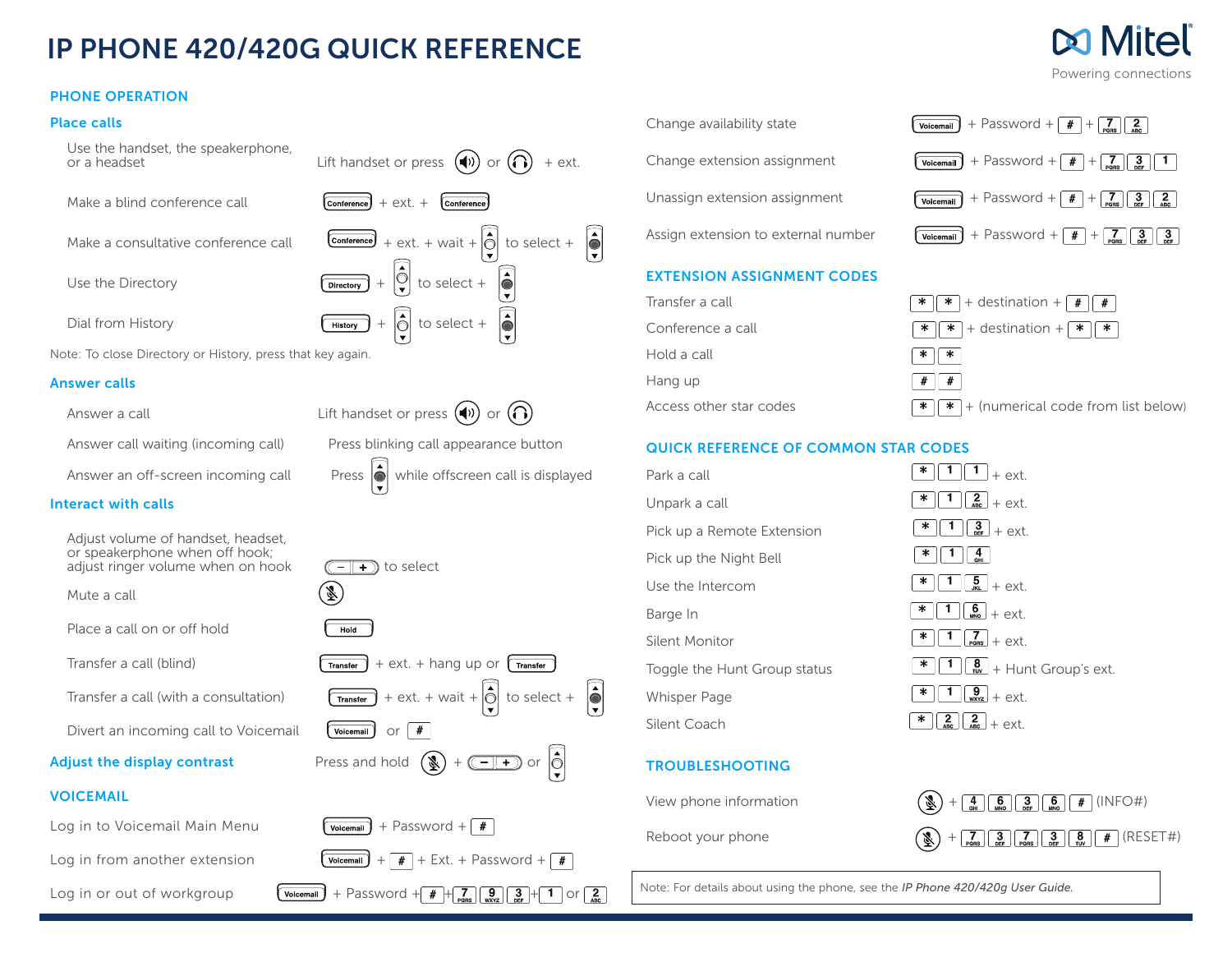# IP PHONE 420/420G QUICK REFERENCE

Mitel
Powering connections

## PHONE OPERATION

### Place calls

| | |
|---|---|
| Use the handset, the speakerphone, or a headset | Lift handset or press (speaker) or (headset) + ext. |
| Make a blind conference call | Conference + ext. + Conference |
| Make a consultative conference call | Conference + ext. + wait + (navigation) to select + (select) |
| Use the Directory | Directory + (navigation) to select + (select) |
| Dial from History | History + (navigation) to select + (select) |

Note: To close Directory or History, press that key again.

### Answer calls

| | |
|---|---|
| Answer a call | Lift handset or press (speaker) or (headset) |
| Answer call waiting (incoming call) | Press blinking call appearance button |
| Answer an off-screen incoming call | Press (select) while offscreen call is displayed |

### Interact with calls

| | |
|---|---|
| Adjust volume of handset, headset, or speakerphone when off hook; adjust ringer volume when on hook | (− +) to select |
| Mute a call | (mute) |
| Place a call on or off hold | Hold |
| Transfer a call (blind) | Transfer + ext. + hang up or Transfer |
| Transfer a call (with a consultation) | Transfer + ext. + wait + (navigation) to select + (select) |
| Divert an incoming call to Voicemail | Voicemail or # |

### Adjust the display contrast

Press and hold (mute) + (− +) or (navigation)

## VOICEMAIL

| | |
|---|---|
| Log in to Voicemail Main Menu | Voicemail + Password + # |
| Log in from another extension | Voicemail + # + Ext. + Password + # |
| Log in or out of workgroup | Voicemail + Password + # + 7 9 3 + 1 or 2 |
| Change availability state | Voicemail + Password + # + 7 2 |
| Change extension assignment | Voicemail + Password + # + 7 3 1 |
| Unassign extension assignment | Voicemail + Password + # + 7 3 2 |
| Assign extension to external number | Voicemail + Password + # + 7 3 3 |

## EXTENSION ASSIGNMENT CODES

| | |
|---|---|
| Transfer a call | * * + destination + # # |
| Conference a call | * * + destination + * * |
| Hold a call | * * |
| Hang up | # # |
| Access other star codes | * * + (numerical code from list below) |

## QUICK REFERENCE OF COMMON STAR CODES

| | |
|---|---|
| Park a call | * 1 1 + ext. |
| Unpark a call | * 1 2 + ext. |
| Pick up a Remote Extension | * 1 3 + ext. |
| Pick up the Night Bell | * 1 4 |
| Use the Intercom | * 1 5 + ext. |
| Barge In | * 1 6 + ext. |
| Silent Monitor | * 1 7 + ext. |
| Toggle the Hunt Group status | * 1 8 + Hunt Group's ext. |
| Whisper Page | * 1 9 + ext. |
| Silent Coach | * 2 2 + ext. |

## TROUBLESHOOTING

| | |
|---|---|
| View phone information | (mute) + 4 6 3 6 # (INFO#) |
| Reboot your phone | (mute) + 7 3 7 3 8 # (RESET#) |

Note: For details about using the phone, see the *IP Phone 420/420g User Guide.*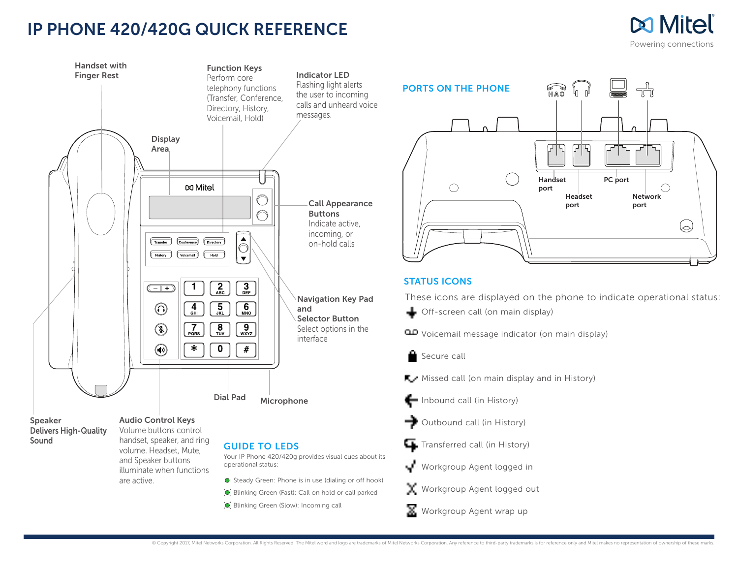# IP PHONE 420/420G QUICK REFERENCE

Mitel
Powering connections

**Handset with Finger Rest**

**Function Keys**
Perform core telephony functions (Transfer, Conference, Directory, History, Voicemail, Hold)

**Indicator LED**
Flashing light alerts the user to incoming calls and unheard voice messages.

**Display Area**

**Call Appearance Buttons**
Indicate active, incoming, or on-hold calls

**Navigation Key Pad and Selector Button**
Select options in the interface

**Dial Pad**

**Microphone**

**Speaker**
**Delivers High-Quality Sound**

**Audio Control Keys**
Volume buttons control handset, speaker, and ring volume. Headset, Mute, and Speaker buttons illuminate when functions are active.

## PORTS ON THE PHONE

- Handset port
- Headset port
- PC port
- Network port

## STATUS ICONS

These icons are displayed on the phone to indicate operational status:

- Off-screen call (on main display)
- Voicemail message indicator (on main display)
- Secure call
- Missed call (on main display and in History)
- Inbound call (in History)
- Outbound call (in History)
- Transferred call (in History)
- Workgroup Agent logged in
- Workgroup Agent logged out
- Workgroup Agent wrap up

## GUIDE TO LEDS

Your IP Phone 420/420g provides visual cues about its operational status:

- Steady Green: Phone is in use (dialing or off hook)
- Blinking Green (Fast): Call on hold or call parked
- Blinking Green (Slow): Incoming call

© Copyright 2017, Mitel Networks Corporation. All Rights Reserved. The Mitel word and logo are trademarks of Mitel Networks Corporation. Any reference to third-party trademarks is for reference only and Mitel makes no representation of ownership of these marks.